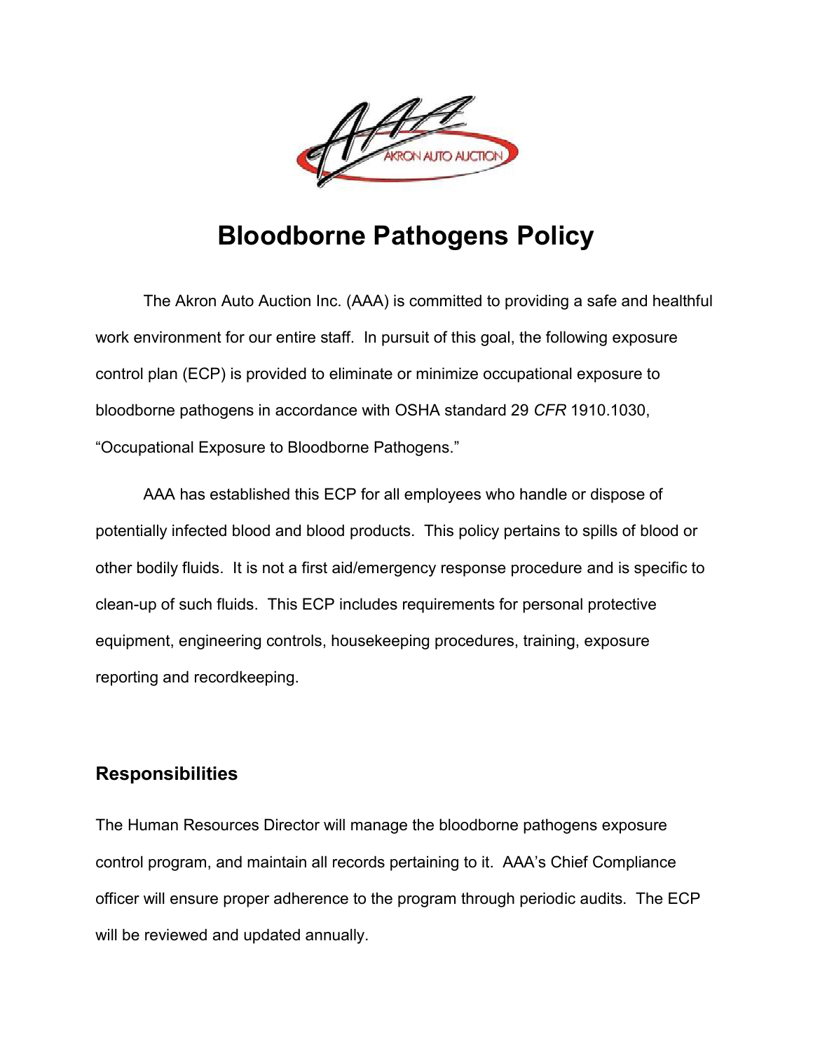# Bloodborne Pathogens Policy

The Akron Auto Auction Inc. (AAA) is committed to providing a safe and healthful work environment for our entire staff. In pursuit of this goal, the following exposure control plan (ECP) is provided to eliminate or minimize occupational exposure to bloodborne pathogens in accordance with OSHA standard 29 *CFR* 1910.1030, "Occupational Exposure to Bloodborne Pathogens."

AAA has established this ECP for all employees who handle or dispose of potentially infected blood and blood products. This policy pertains to spills of blood or other bodily fluids. It is not a first aid/emergency response procedure and is specific to clean-up of such fluids. This ECP includes requirements for personal protective equipment, engineering controls, housekeeping procedures, training, exposure reporting and recordkeeping.

## Responsibilities

The Human Resources Director will manage the bloodborne pathogens exposure control program, and maintain all records pertaining to it. AAA's Chief Compliance officer will ensure proper adherence to the program through periodic audits. The ECP will be reviewed and updated annually.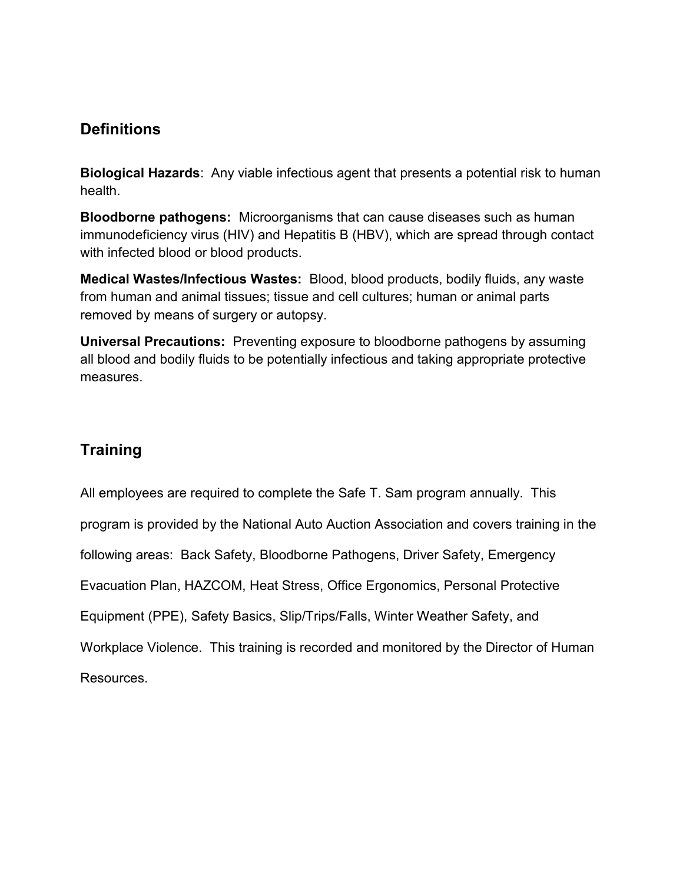## Definitions

**Biological Hazards**: Any viable infectious agent that presents a potential risk to human health.

**Bloodborne pathogens:** Microorganisms that can cause diseases such as human immunodeficiency virus (HIV) and Hepatitis B (HBV), which are spread through contact with infected blood or blood products.

**Medical Wastes/Infectious Wastes:** Blood, blood products, bodily fluids, any waste from human and animal tissues; tissue and cell cultures; human or animal parts removed by means of surgery or autopsy.

**Universal Precautions:** Preventing exposure to bloodborne pathogens by assuming all blood and bodily fluids to be potentially infectious and taking appropriate protective measures.

## Training

All employees are required to complete the Safe T. Sam program annually. This program is provided by the National Auto Auction Association and covers training in the following areas: Back Safety, Bloodborne Pathogens, Driver Safety, Emergency Evacuation Plan, HAZCOM, Heat Stress, Office Ergonomics, Personal Protective Equipment (PPE), Safety Basics, Slip/Trips/Falls, Winter Weather Safety, and Workplace Violence. This training is recorded and monitored by the Director of Human Resources.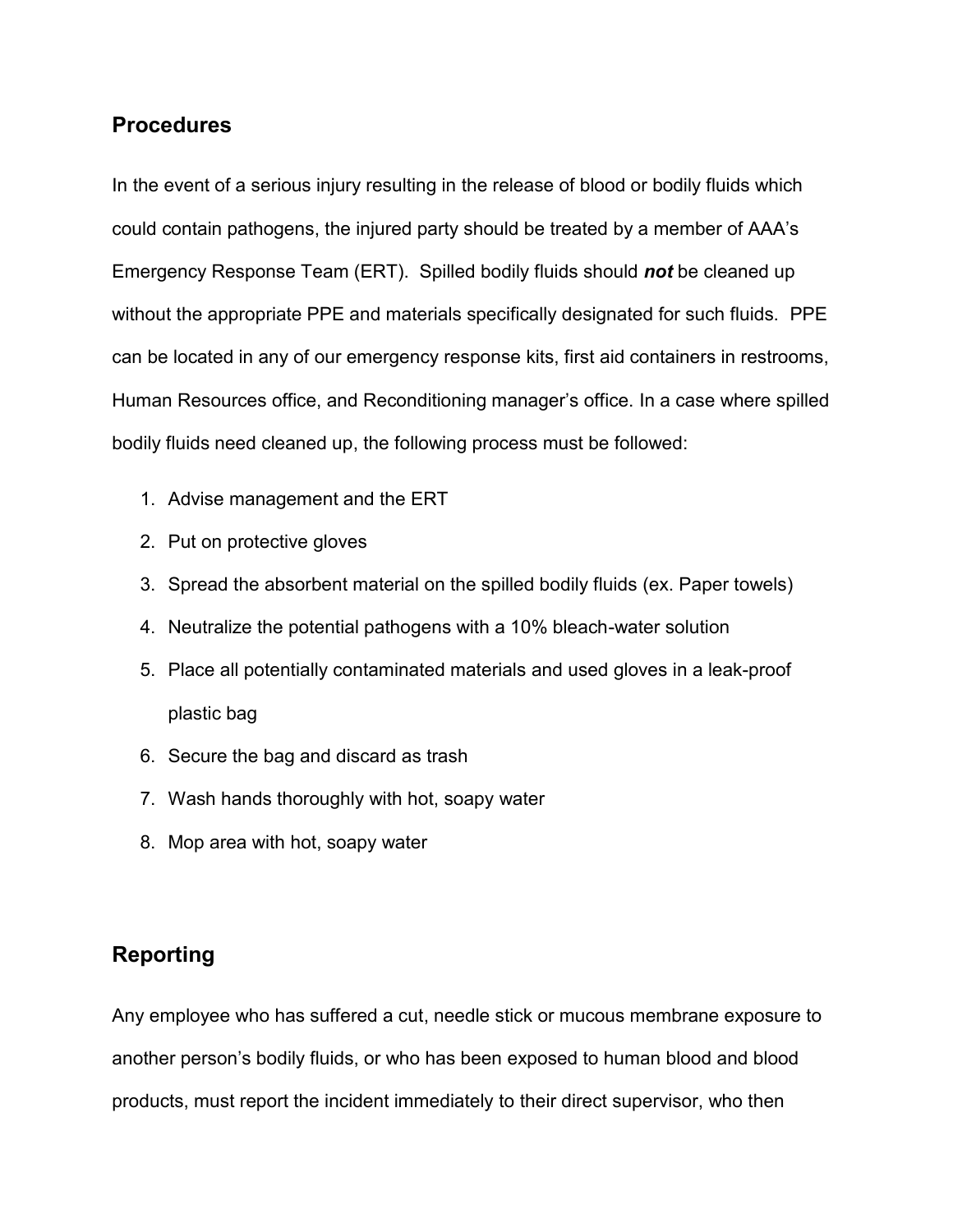## Procedures

In the event of a serious injury resulting in the release of blood or bodily fluids which could contain pathogens, the injured party should be treated by a member of AAA's Emergency Response Team (ERT). Spilled bodily fluids should ***not*** be cleaned up without the appropriate PPE and materials specifically designated for such fluids. PPE can be located in any of our emergency response kits, first aid containers in restrooms, Human Resources office, and Reconditioning manager's office. In a case where spilled bodily fluids need cleaned up, the following process must be followed:

1. Advise management and the ERT
2. Put on protective gloves
3. Spread the absorbent material on the spilled bodily fluids (ex. Paper towels)
4. Neutralize the potential pathogens with a 10% bleach-water solution
5. Place all potentially contaminated materials and used gloves in a leak-proof plastic bag
6. Secure the bag and discard as trash
7. Wash hands thoroughly with hot, soapy water
8. Mop area with hot, soapy water

## Reporting

Any employee who has suffered a cut, needle stick or mucous membrane exposure to another person's bodily fluids, or who has been exposed to human blood and blood products, must report the incident immediately to their direct supervisor, who then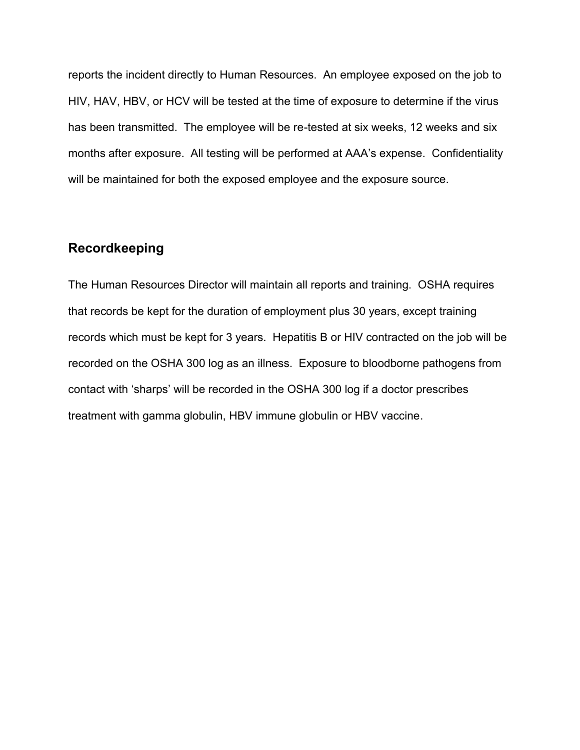reports the incident directly to Human Resources. An employee exposed on the job to HIV, HAV, HBV, or HCV will be tested at the time of exposure to determine if the virus has been transmitted. The employee will be re-tested at six weeks, 12 weeks and six months after exposure. All testing will be performed at AAA's expense. Confidentiality will be maintained for both the exposed employee and the exposure source.

## Recordkeeping

The Human Resources Director will maintain all reports and training. OSHA requires that records be kept for the duration of employment plus 30 years, except training records which must be kept for 3 years. Hepatitis B or HIV contracted on the job will be recorded on the OSHA 300 log as an illness. Exposure to bloodborne pathogens from contact with 'sharps' will be recorded in the OSHA 300 log if a doctor prescribes treatment with gamma globulin, HBV immune globulin or HBV vaccine.